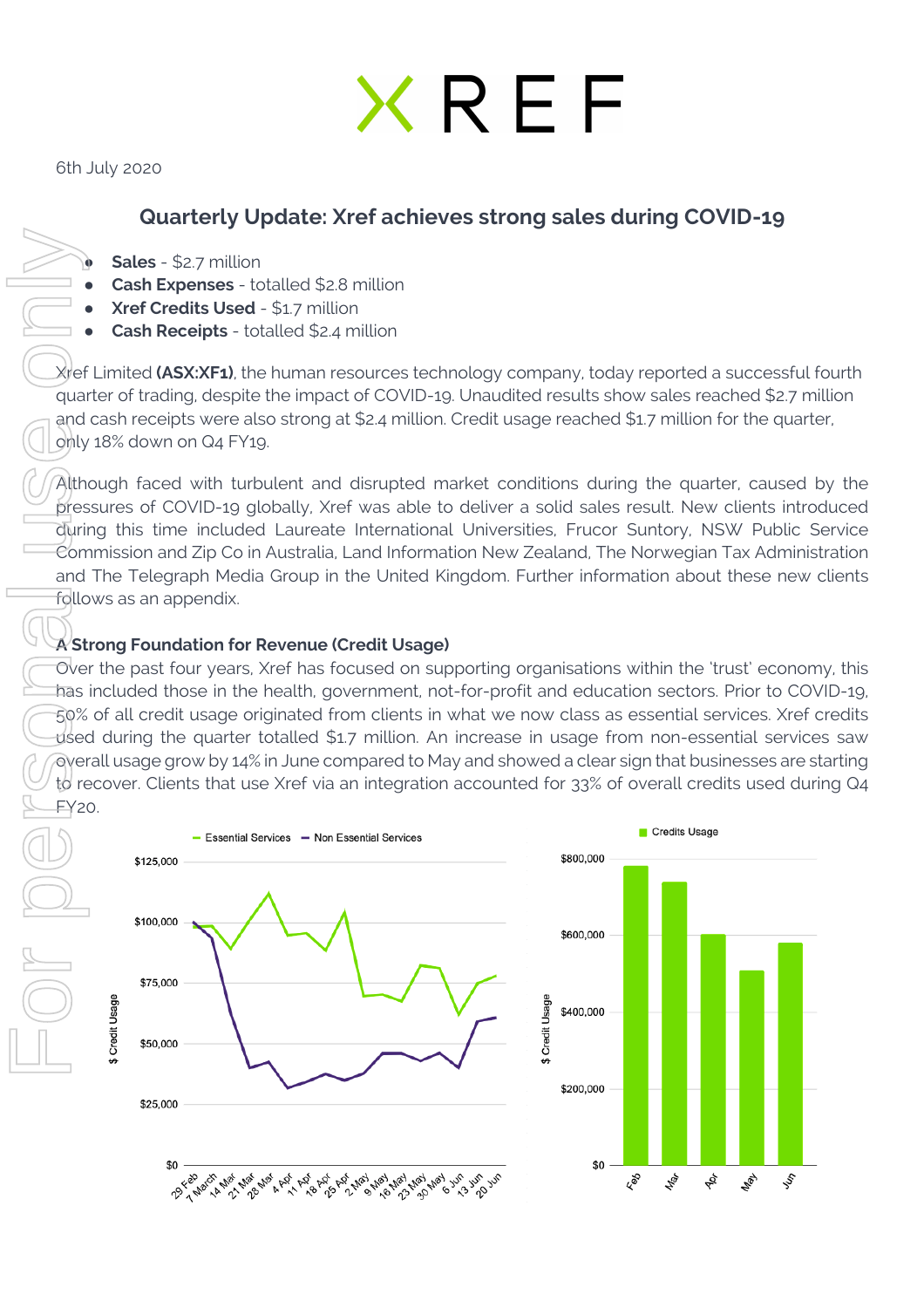# XREF

6th July 2020

## Quarterly Update: Xref achieves strong sales during COVID-19

- **Sales** - $2.7 million
- **Cash Expenses** - totalled $2.8 million
- **Xref Credits Used** - $1.7 million
- **Cash Receipts** - totalled $2.4 million

Xref Limited **(ASX:XF1)**, the human resources technology company, today reported a successful fourth quarter of trading, despite the impact of COVID-19. Unaudited results show sales reached $2.7 million and cash receipts were also strong at $2.4 million. Credit usage reached $1.7 million for the quarter, only 18% down on Q4 FY19.

Although faced with turbulent and disrupted market conditions during the quarter, caused by the pressures of COVID-19 globally, Xref was able to deliver a solid sales result. New clients introduced during this time included Laureate International Universities, Frucor Suntory, NSW Public Service Commission and Zip Co in Australia, Land Information New Zealand, The Norwegian Tax Administration and The Telegraph Media Group in the United Kingdom. Further information about these new clients follows as an appendix.

### A Strong Foundation for Revenue (Credit Usage)

Over the past four years, Xref has focused on supporting organisations within the 'trust' economy, this has included those in the health, government, not-for-profit and education sectors. Prior to COVID-19, 50% of all credit usage originated from clients in what we now class as essential services. Xref credits used during the quarter totalled $1.7 million. An increase in usage from non-essential services saw overall usage grow by 14% in June compared to May and showed a clear sign that businesses are starting to recover. Clients that use Xref via an integration accounted for 33% of overall credits used during Q4 FY20.

Essential Services — Non Essential Services

$ Credit Usage: $0, $25,000, $50,000, $75,000, $100,000, $125,000

29 Feb, 7 March, 14 Mar, 21 Mar, 28 Mar, 4 Apr, 11 Apr, 18 Apr, 25 Apr, 2 May, 9 May, 16 May, 23 May, 30 May, 6 Jun, 13 Jun, 20 Jun

Credits Usage

$ Credit Usage: $0, $200,000, $400,000, $600,000, $800,000

Feb, Mar, Apr, May, Jun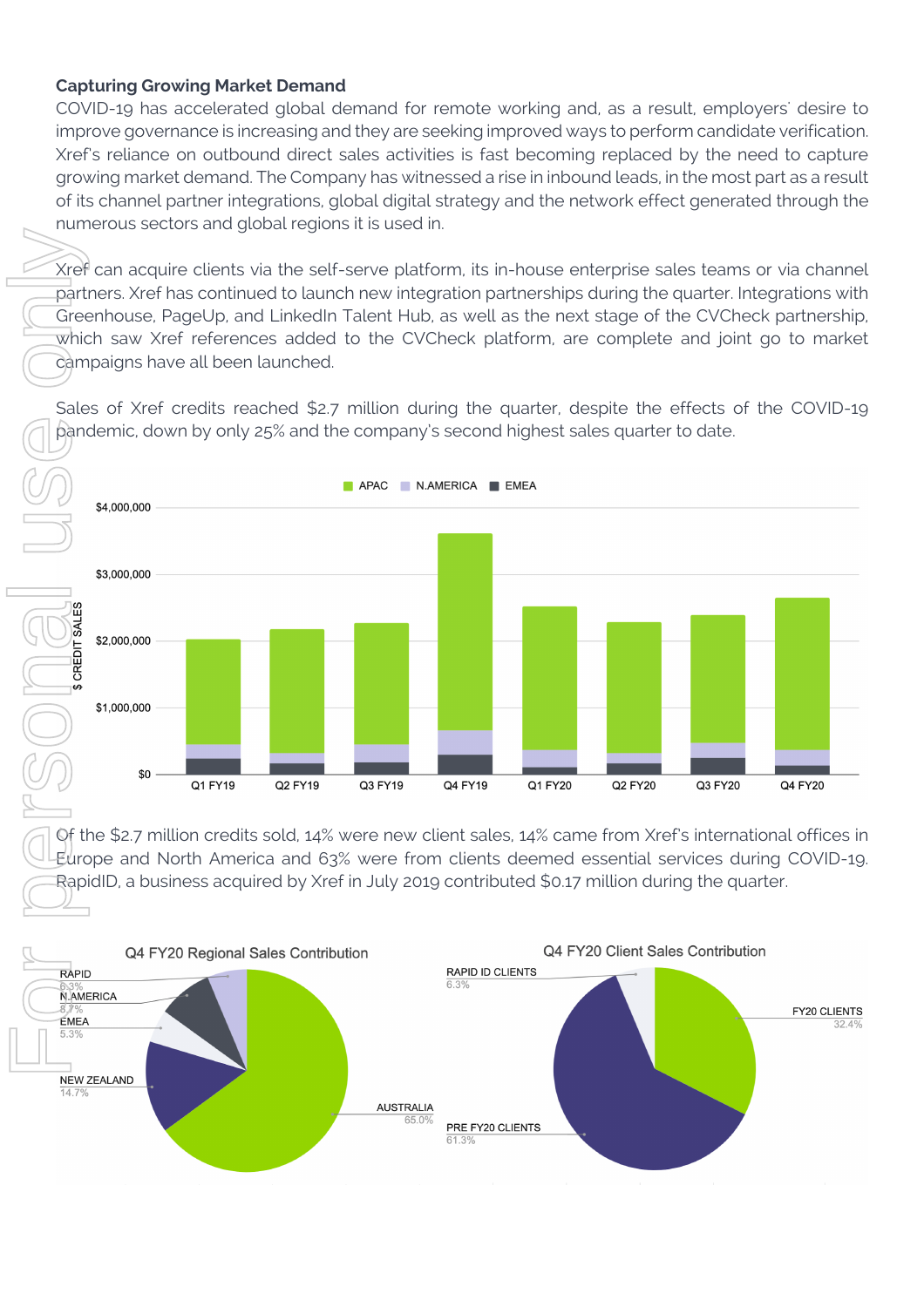**Capturing Growing Market Demand**

COVID-19 has accelerated global demand for remote working and, as a result, employers' desire to improve governance is increasing and they are seeking improved ways to perform candidate verification. Xref's reliance on outbound direct sales activities is fast becoming replaced by the need to capture growing market demand. The Company has witnessed a rise in inbound leads, in the most part as a result of its channel partner integrations, global digital strategy and the network effect generated through the numerous sectors and global regions it is used in.

Xref can acquire clients via the self-serve platform, its in-house enterprise sales teams or via channel partners. Xref has continued to launch new integration partnerships during the quarter. Integrations with Greenhouse, PageUp, and LinkedIn Talent Hub, as well as the next stage of the CVCheck partnership, which saw Xref references added to the CVCheck platform, are complete and joint go to market campaigns have all been launched.

Sales of Xref credits reached $2.7 million during the quarter, despite the effects of the COVID-19 pandemic, down by only 25% and the company's second highest sales quarter to date.

APAC | N.AMERICA | EMEA

$ CREDIT SALES: $0, $1,000,000, $2,000,000, $3,000,000, $4,000,000

Q1 FY19 | Q2 FY19 | Q3 FY19 | Q4 FY19 | Q1 FY20 | Q2 FY20 | Q3 FY20 | Q4 FY20

Of the $2.7 million credits sold, 14% were new client sales, 14% came from Xref's international offices in Europe and North America and 63% were from clients deemed essential services during COVID-19. RapidID, a business acquired by Xref in July 2019 contributed $0.17 million during the quarter.

**Q4 FY20 Regional Sales Contribution**

| Region | Contribution |
|---|---|
| RAPID | 6.3% |
| N.AMERICA | 8.7% |
| EMEA | 5.3% |
| NEW ZEALAND | 14.7% |
| AUSTRALIA | 65.0% |

**Q4 FY20 Client Sales Contribution**

| Client | Contribution |
|---|---|
| RAPID ID CLIENTS | 6.3% |
| FY20 CLIENTS | 32.4% |
| PRE FY20 CLIENTS | 61.3% |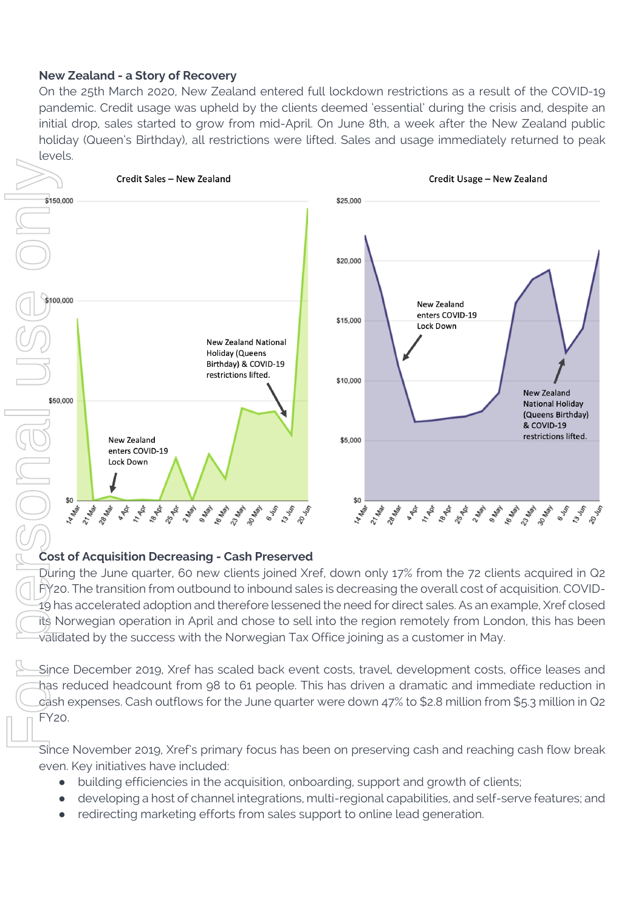**New Zealand - a Story of Recovery**

On the 25th March 2020, New Zealand entered full lockdown restrictions as a result of the COVID-19 pandemic. Credit usage was upheld by the clients deemed 'essential' during the crisis and, despite an initial drop, sales started to grow from mid-April. On June 8th, a week after the New Zealand public holiday (Queen's Birthday), all restrictions were lifted. Sales and usage immediately returned to peak levels.

**Credit Sales – New Zealand**

$150,000 · $100,000 · $50,000 · $0

14 Mar · 21 Mar · 28 Mar · 4 Apr · 11 Apr · 18 Apr · 25 Apr · 2 May · 9 May · 16 May · 23 May · 30 May · 6 Jun · 13 Jun · 20 Jun

New Zealand enters COVID-19 Lock Down

New Zealand National Holiday (Queens Birthday) & COVID-19 restrictions lifted.

**Credit Usage – New Zealand**

$25,000 · $20,000 · $15,000 · $10,000 · $5,000 · $0

14 Mar · 21 Mar · 28 Mar · 4 Apr · 11 Apr · 18 Apr · 25 Apr · 2 May · 9 May · 16 May · 23 May · 30 May · 6 Jun · 13 Jun · 20 Jun

New Zealand enters COVID-19 Lock Down

New Zealand National Holiday (Queens Birthday) & COVID-19 restrictions lifted.

**Cost of Acquisition Decreasing - Cash Preserved**

During the June quarter, 60 new clients joined Xref, down only 17% from the 72 clients acquired in Q2 FY20. The transition from outbound to inbound sales is decreasing the overall cost of acquisition. COVID-19 has accelerated adoption and therefore lessened the need for direct sales. As an example, Xref closed its Norwegian operation in April and chose to sell into the region remotely from London, this has been validated by the success with the Norwegian Tax Office joining as a customer in May.

Since December 2019, Xref has scaled back event costs, travel, development costs, office leases and has reduced headcount from 98 to 61 people. This has driven a dramatic and immediate reduction in cash expenses. Cash outflows for the June quarter were down 47% to $2.8 million from $5.3 million in Q2 FY20.

Since November 2019, Xref's primary focus has been on preserving cash and reaching cash flow break even. Key initiatives have included:

- building efficiencies in the acquisition, onboarding, support and growth of clients;
- developing a host of channel integrations, multi-regional capabilities, and self-serve features; and
- redirecting marketing efforts from sales support to online lead generation.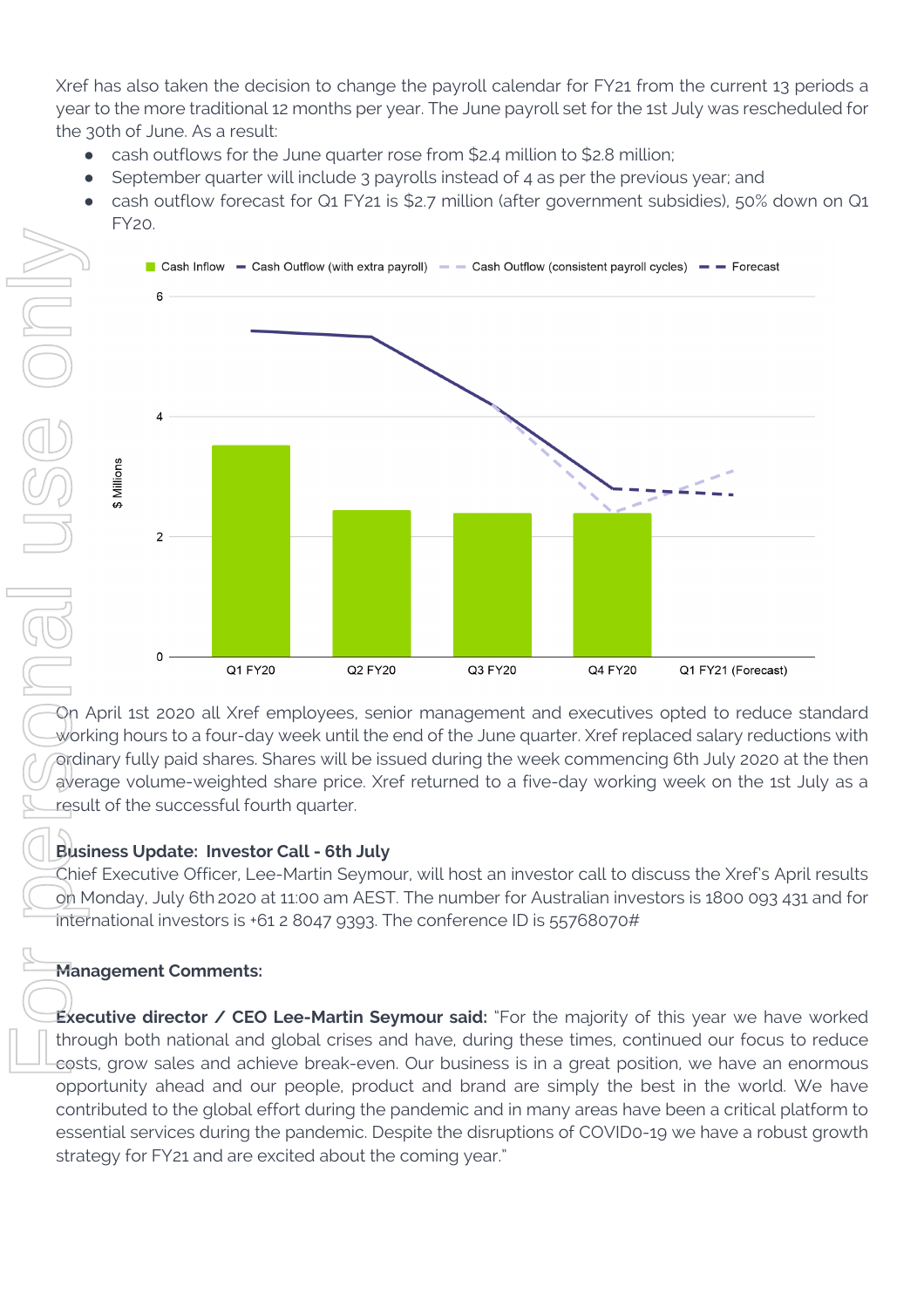Xref has also taken the decision to change the payroll calendar for FY21 from the current 13 periods a year to the more traditional 12 months per year. The June payroll set for the 1st July was rescheduled for the 30th of June. As a result:

- cash outflows for the June quarter rose from $2.4 million to $2.8 million;
- September quarter will include 3 payrolls instead of 4 as per the previous year; and
- cash outflow forecast for Q1 FY21 is $2.7 million (after government subsidies), 50% down on Q1 FY20.

On April 1st 2020 all Xref employees, senior management and executives opted to reduce standard working hours to a four-day week until the end of the June quarter. Xref replaced salary reductions with ordinary fully paid shares. Shares will be issued during the week commencing 6th July 2020 at the then average volume-weighted share price. Xref returned to a five-day working week on the 1st July as a result of the successful fourth quarter.

**Business Update: Investor Call - 6th July**

Chief Executive Officer, Lee-Martin Seymour, will host an investor call to discuss the Xref's April results on Monday, July 6th 2020 at 11:00 am AEST. The number for Australian investors is 1800 093 431 and for international investors is +61 2 8047 9393. The conference ID is 55768070#

**Management Comments:**

**Executive director / CEO Lee-Martin Seymour said:** "For the majority of this year we have worked through both national and global crises and have, during these times, continued our focus to reduce costs, grow sales and achieve break-even. Our business is in a great position, we have an enormous opportunity ahead and our people, product and brand are simply the best in the world. We have contributed to the global effort during the pandemic and in many areas have been a critical platform to essential services during the pandemic. Despite the disruptions of COVID0-19 we have a robust growth strategy for FY21 and are excited about the coming year."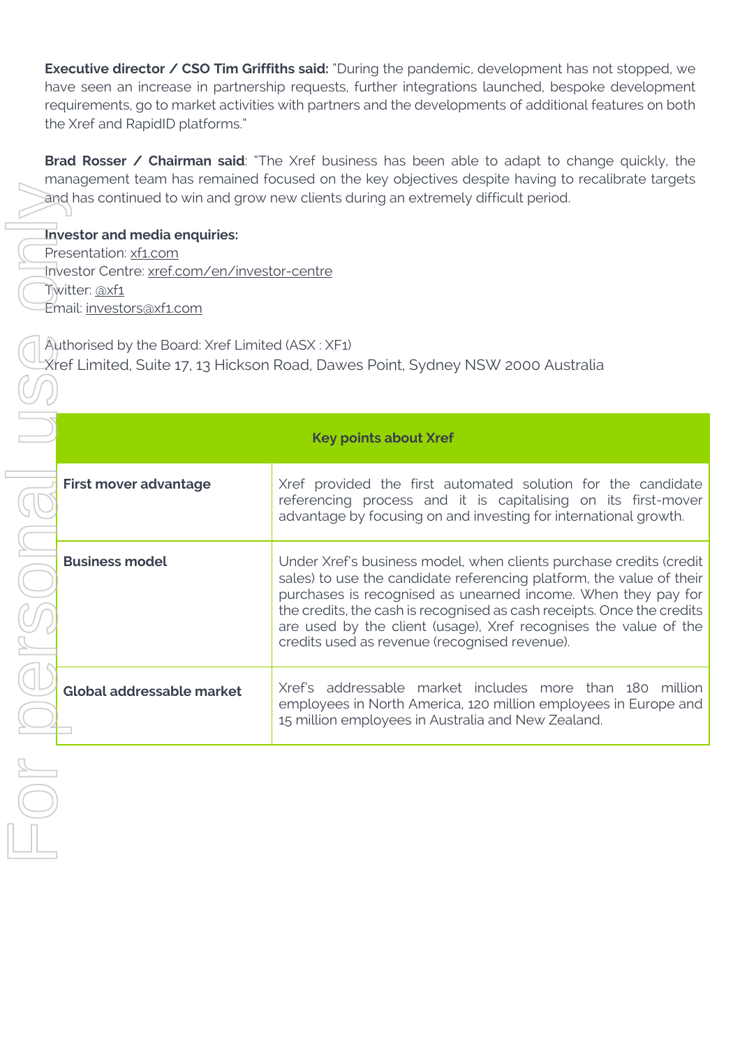**Executive director / CSO Tim Griffiths said:** "During the pandemic, development has not stopped, we have seen an increase in partnership requests, further integrations launched, bespoke development requirements, go to market activities with partners and the developments of additional features on both the Xref and RapidID platforms."

**Brad Rosser / Chairman said**: "The Xref business has been able to adapt to change quickly, the management team has remained focused on the key objectives despite having to recalibrate targets and has continued to win and grow new clients during an extremely difficult period.

**Investor and media enquiries:**
Presentation: xf1.com
Investor Centre: xref.com/en/investor-centre
Twitter: @xf1
Email: investors@xf1.com

Authorised by the Board: Xref Limited (ASX : XF1)
Xref Limited, Suite 17, 13 Hickson Road, Dawes Point, Sydney NSW 2000 Australia

| **Key points about Xref** | |
|---|---|
| **First mover advantage** | Xref provided the first automated solution for the candidate referencing process and it is capitalising on its first-mover advantage by focusing on and investing for international growth. |
| **Business model** | Under Xref's business model, when clients purchase credits (credit sales) to use the candidate referencing platform, the value of their purchases is recognised as unearned income. When they pay for the credits, the cash is recognised as cash receipts. Once the credits are used by the client (usage), Xref recognises the value of the credits used as revenue (recognised revenue). |
| **Global addressable market** | Xref's addressable market includes more than 180 million employees in North America, 120 million employees in Europe and 15 million employees in Australia and New Zealand. |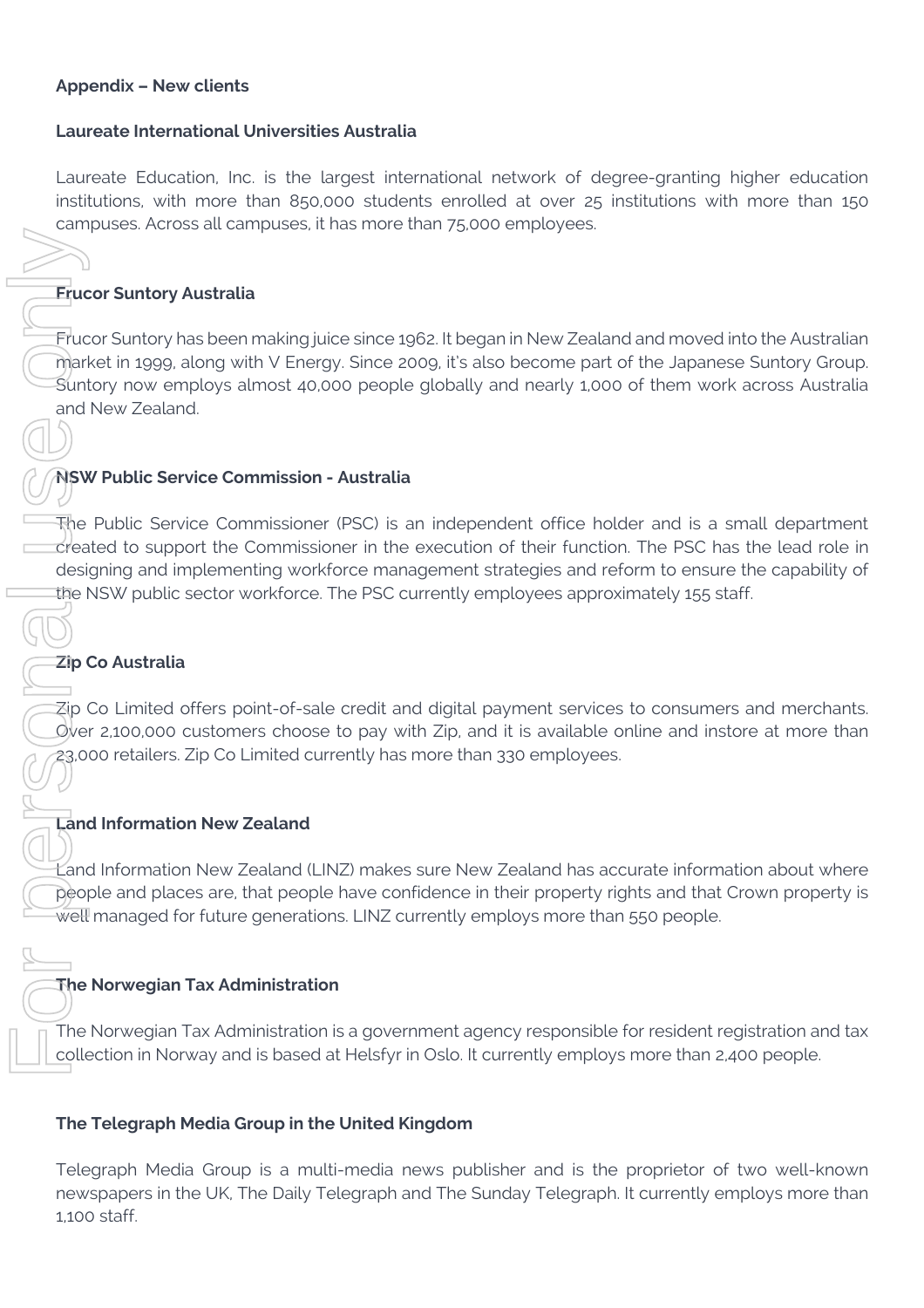**Appendix – New clients**

**Laureate International Universities Australia**

Laureate Education, Inc. is the largest international network of degree-granting higher education institutions, with more than 850,000 students enrolled at over 25 institutions with more than 150 campuses. Across all campuses, it has more than 75,000 employees.

**Frucor Suntory Australia**

Frucor Suntory has been making juice since 1962. It began in New Zealand and moved into the Australian market in 1999, along with V Energy. Since 2009, it's also become part of the Japanese Suntory Group. Suntory now employs almost 40,000 people globally and nearly 1,000 of them work across Australia and New Zealand.

**NSW Public Service Commission - Australia**

The Public Service Commissioner (PSC) is an independent office holder and is a small department created to support the Commissioner in the execution of their function. The PSC has the lead role in designing and implementing workforce management strategies and reform to ensure the capability of the NSW public sector workforce. The PSC currently employees approximately 155 staff.

**Zip Co Australia**

Zip Co Limited offers point-of-sale credit and digital payment services to consumers and merchants. Over 2,100,000 customers choose to pay with Zip, and it is available online and instore at more than 23,000 retailers. Zip Co Limited currently has more than 330 employees.

**Land Information New Zealand**

Land Information New Zealand (LINZ) makes sure New Zealand has accurate information about where people and places are, that people have confidence in their property rights and that Crown property is well managed for future generations. LINZ currently employs more than 550 people.

**The Norwegian Tax Administration**

The Norwegian Tax Administration is a government agency responsible for resident registration and tax collection in Norway and is based at Helsfyr in Oslo. It currently employs more than 2,400 people.

**The Telegraph Media Group in the United Kingdom**

Telegraph Media Group is a multi-media news publisher and is the proprietor of two well-known newspapers in the UK, The Daily Telegraph and The Sunday Telegraph. It currently employs more than 1,100 staff.